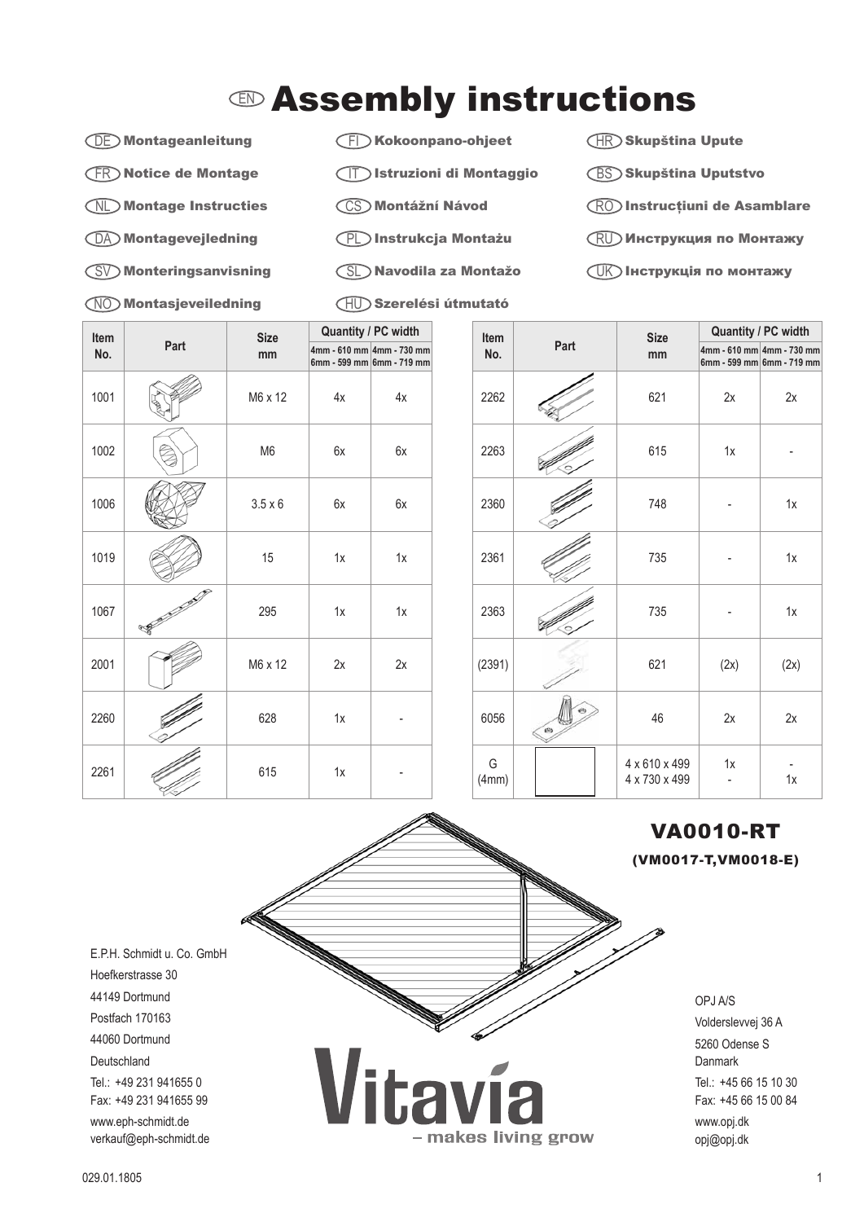# EN Assembly instructions

- DE Montageanleitung
- FR Notice de Montage
- NL Montage Instructies
- DA Montagevejledning
- SV Monteringsanvisning
- NO Montasjeveiledning
- FI Kokoonpano-ohjeet
- IT Istruzioni di Montaggio
- CS Montážní Návod
- PL Instrukcja Montażu
- SL Navodila za Montažo
- HU Szerelési útmutató
- HR Skupština Upute
- BS Skupština Uputstvo
- RO Instrucțiuni de Asamblare
- RU Инструкция по Монтажу
- UK Інструкція по монтажу

| Item No. | Part | Size mm | Quantity / PC width | |
|---|---|---|---|---|
| | | | 4mm - 610 mm 6mm - 599 mm | 4mm - 730 mm 6mm - 719 mm |
| 1001 | | M6 x 12 | 4x | 4x |
| 1002 | | M6 | 6x | 6x |
| 1006 | | 3.5 x 6 | 6x | 6x |
| 1019 | | 15 | 1x | 1x |
| 1067 | | 295 | 1x | 1x |
| 2001 | | M6 x 12 | 2x | 2x |
| 2260 | | 628 | 1x | - |
| 2261 | | 615 | 1x | - |
| 2262 | | 621 | 2x | 2x |
| 2263 | | 615 | 1x | - |
| 2360 | | 748 | - | 1x |
| 2361 | | 735 | - | 1x |
| 2363 | | 735 | - | 1x |
| (2391) | | 621 | (2x) | (2x) |
| 6056 | | 46 | 2x | 2x |
| G (4mm) | | 4 x 610 x 499<br>4 x 730 x 499 | 1x<br>- | -<br>1x |

## VA0010-RT

**(VM0017-T,VM0018-E)**

E.P.H. Schmidt u. Co. GmbH
Hoefkerstrasse 30
44149 Dortmund
Postfach 170163
44060 Dortmund
Deutschland
Tel.: +49 231 941655 0
Fax: +49 231 941655 99
www.eph-schmidt.de
verkauf@eph-schmidt.de

Vitavia – makes living grow

OPJ A/S
Volderslevvej 36 A
5260 Odense S
Danmark
Tel.: +45 66 15 10 30
Fax: +45 66 15 00 84
www.opj.dk
opj@opj.dk

029.01.1805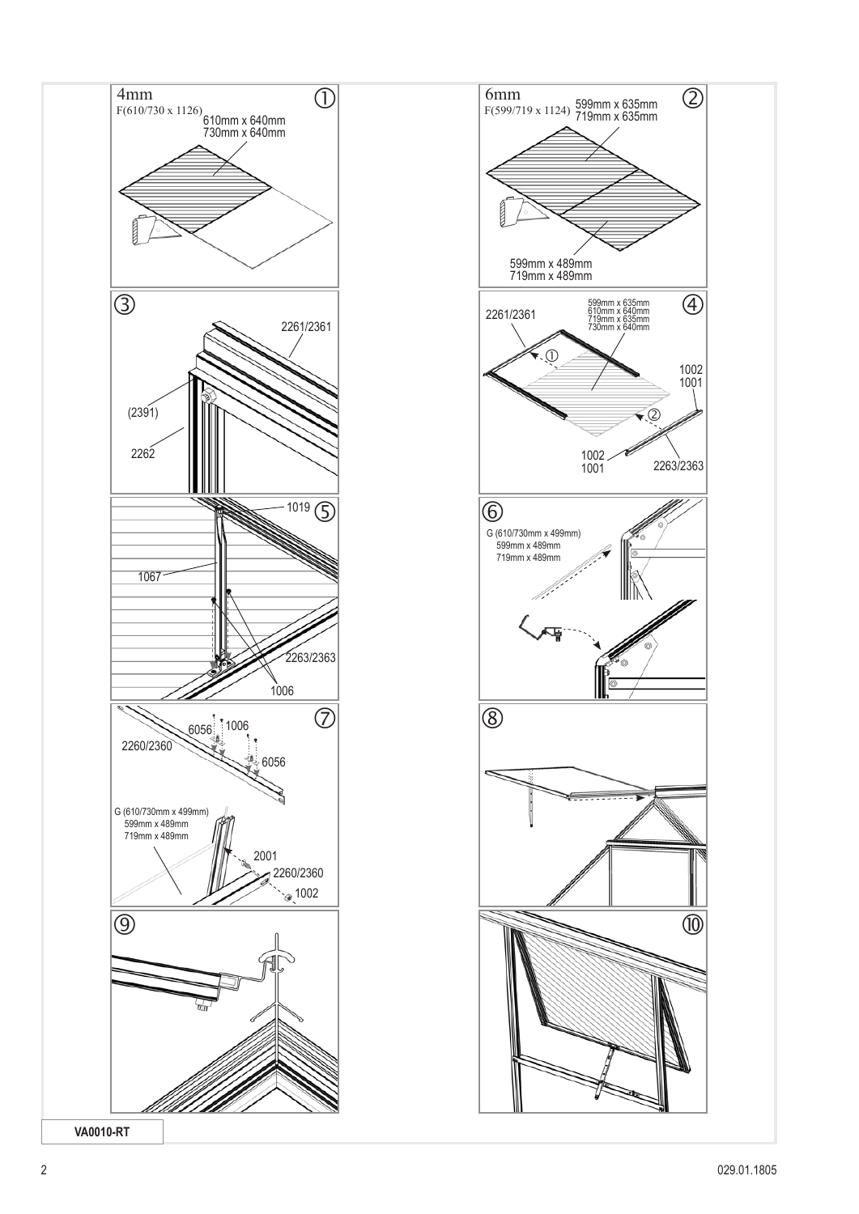①

4mm

F(610/730 x 1126)

610mm x 640mm
730mm x 640mm

②

6mm

F(599/719 x 1124)

599mm x 635mm
719mm x 635mm

599mm x 489mm
719mm x 489mm

③

2261/2361

(2391)

2262

④

599mm x 635mm
610mm x 640mm
719mm x 635mm
730mm x 640mm

2261/2361

①

1002
1001

②

1002
1001

2263/2363

⑤

1019

1067

2263/2363

1006

⑥

G (610/730mm x 499mm)
599mm x 489mm
719mm x 489mm

⑦

6056

1006

2260/2360

6056

G (610/730mm x 499mm)
599mm x 489mm
719mm x 489mm

2001

2260/2360

1002

⑧

⑨

⑩

**VA0010-RT**

029.01.1805